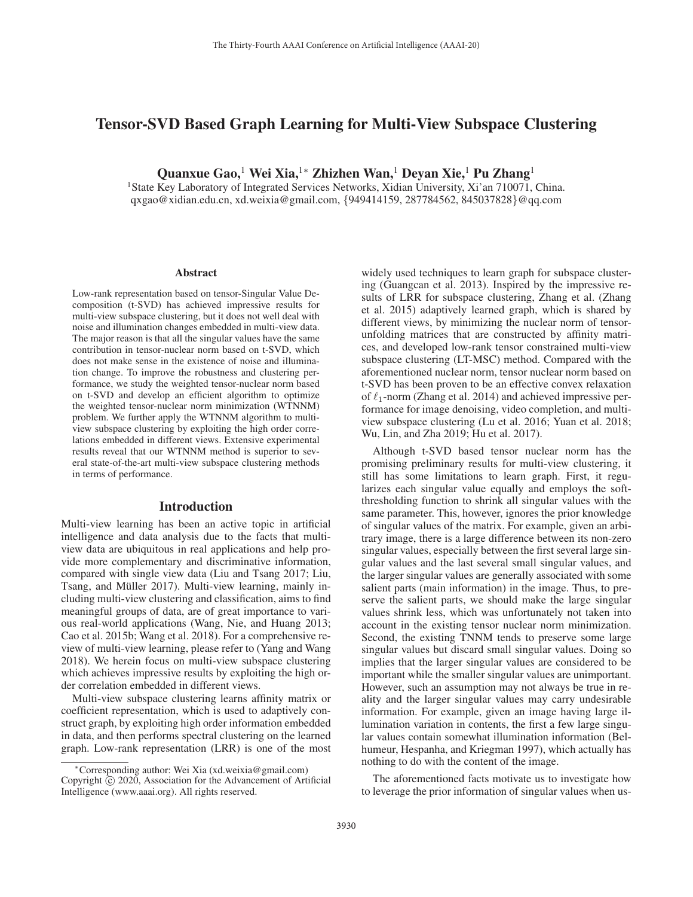# Tensor-SVD Based Graph Learning for Multi-View Subspace Clustering

**Quanxue Gao,[1] Wei Xia,[1*] Zhizhen Wan,[1] Deyan Xie,[1] Pu Zhang[1]**

[1]State Key Laboratory of Integrated Services Networks, Xidian University, Xi'an 710071, China.
qxgao@xidian.edu.cn, xd.weixia@gmail.com, {949414159, 287784562, 845037828}@qq.com

## Abstract

Low-rank representation based on tensor-Singular Value Decomposition (t-SVD) has achieved impressive results for multi-view subspace clustering, but it does not well deal with noise and illumination changes embedded in multi-view data. The major reason is that all the singular values have the same contribution in tensor-nuclear norm based on t-SVD, which does not make sense in the existence of noise and illumination change. To improve the robustness and clustering performance, we study the weighted tensor-nuclear norm based on t-SVD and develop an efficient algorithm to optimize the weighted tensor-nuclear norm minimization (WTNNM) problem. We further apply the WTNNM algorithm to multi-view subspace clustering by exploiting the high order correlations embedded in different views. Extensive experimental results reveal that our WTNNM method is superior to several state-of-the-art multi-view subspace clustering methods in terms of performance.

## Introduction

Multi-view learning has been an active topic in artificial intelligence and data analysis due to the facts that multi-view data are ubiquitous in real applications and help provide more complementary and discriminative information, compared with single view data (Liu and Tsang 2017; Liu, Tsang, and Müller 2017). Multi-view learning, mainly including multi-view clustering and classification, aims to find meaningful groups of data, are of great importance to various real-world applications (Wang, Nie, and Huang 2013; Cao et al. 2015b; Wang et al. 2018). For a comprehensive review of multi-view learning, please refer to (Yang and Wang 2018). We herein focus on multi-view subspace clustering which achieves impressive results by exploiting the high order correlation embedded in different views.

Multi-view subspace clustering learns affinity matrix or coefficient representation, which is used to adaptively construct graph, by exploiting high order information embedded in data, and then performs spectral clustering on the learned graph. Low-rank representation (LRR) is one of the most widely used techniques to learn graph for subspace clustering (Guangcan et al. 2013). Inspired by the impressive results of LRR for subspace clustering, Zhang et al. (Zhang et al. 2015) adaptively learned graph, which is shared by different views, by minimizing the nuclear norm of tensor-unfolding matrices that are constructed by affinity matrices, and developed low-rank tensor constrained multi-view subspace clustering (LT-MSC) method. Compared with the aforementioned nuclear norm, tensor nuclear norm based on t-SVD has been proven to be an effective convex relaxation of $\ell_1$-norm (Zhang et al. 2014) and achieved impressive performance for image denoising, video completion, and multi-view subspace clustering (Lu et al. 2016; Yuan et al. 2018; Wu, Lin, and Zha 2019; Hu et al. 2017).

Although t-SVD based tensor nuclear norm has the promising preliminary results for multi-view clustering, it still has some limitations to learn graph. First, it regularizes each singular value equally and employs the soft-thresholding function to shrink all singular values with the same parameter. This, however, ignores the prior knowledge of singular values of the matrix. For example, given an arbitrary image, there is a large difference between its non-zero singular values, especially between the first several large singular values and the last several small singular values, and the larger singular values are generally associated with some salient parts (main information) in the image. Thus, to preserve the salient parts, we should make the large singular values shrink less, which was unfortunately not taken into account in the existing tensor nuclear norm minimization. Second, the existing TNNM tends to preserve some large singular values but discard small singular values. Doing so implies that the larger singular values are considered to be important while the smaller singular values are unimportant. However, such an assumption may not always be true in reality and the larger singular values may carry undesirable information. For example, given an image having large illumination variation in contents, the first a few large singular values contain somewhat illumination information (Belhumeur, Hespanha, and Kriegman 1997), which actually has nothing to do with the content of the image.

The aforementioned facts motivate us to investigate how to leverage the prior information of singular values when us-

*Corresponding author: Wei Xia (xd.weixia@gmail.com)
Copyright © 2020, Association for the Advancement of Artificial Intelligence (www.aaai.org). All rights reserved.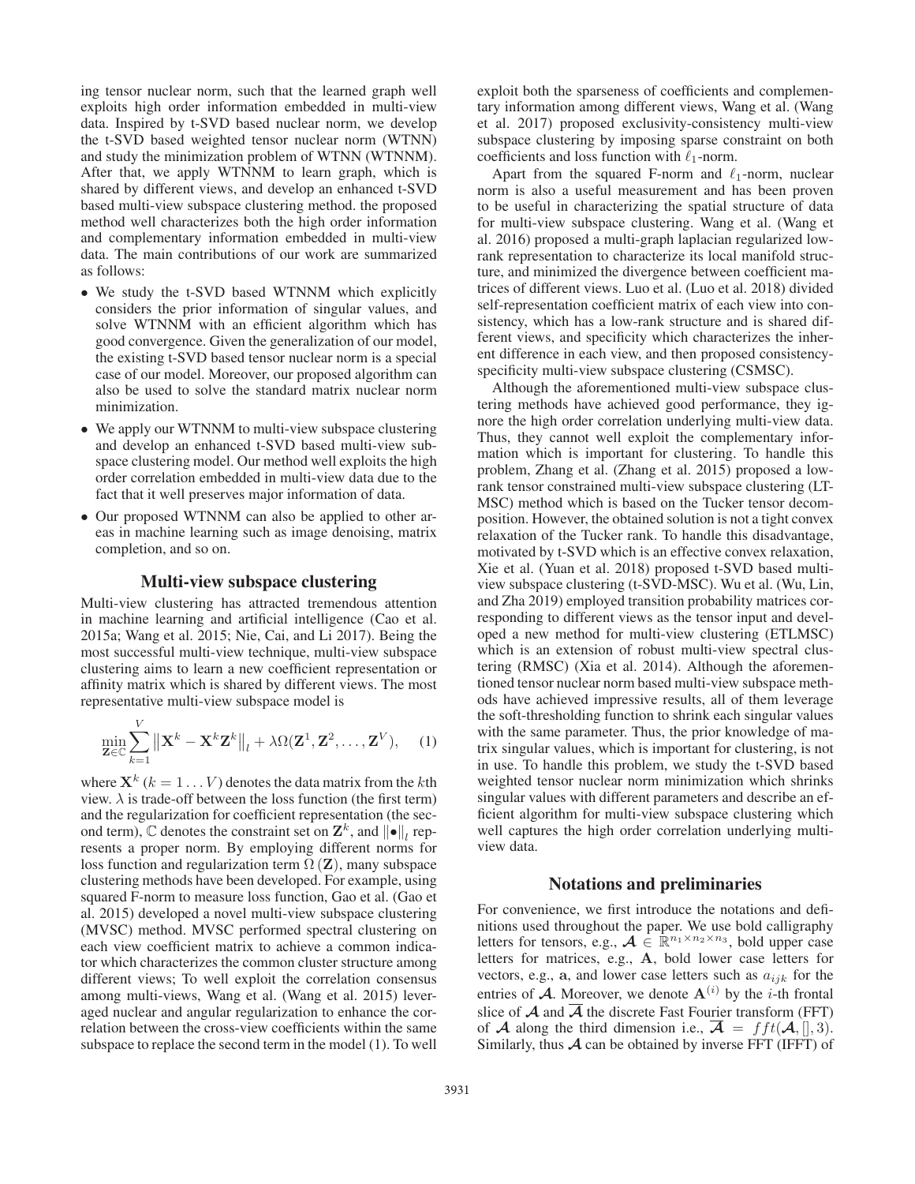ing tensor nuclear norm, such that the learned graph well exploits high order information embedded in multi-view data. Inspired by t-SVD based nuclear norm, we develop the t-SVD based weighted tensor nuclear norm (WTNN) and study the minimization problem of WTNN (WTNNM). After that, we apply WTNNM to learn graph, which is shared by different views, and develop an enhanced t-SVD based multi-view subspace clustering method. the proposed method well characterizes both the high order information and complementary information embedded in multi-view data. The main contributions of our work are summarized as follows:

- We study the t-SVD based WTNNM which explicitly considers the prior information of singular values, and solve WTNNM with an efficient algorithm which has good convergence. Given the generalization of our model, the existing t-SVD based tensor nuclear norm is a special case of our model. Moreover, our proposed algorithm can also be used to solve the standard matrix nuclear norm minimization.
- We apply our WTNNM to multi-view subspace clustering and develop an enhanced t-SVD based multi-view subspace clustering model. Our method well exploits the high order correlation embedded in multi-view data due to the fact that it well preserves major information of data.
- Our proposed WTNNM can also be applied to other areas in machine learning such as image denoising, matrix completion, and so on.

## Multi-view subspace clustering

Multi-view clustering has attracted tremendous attention in machine learning and artificial intelligence (Cao et al. 2015a; Wang et al. 2015; Nie, Cai, and Li 2017). Being the most successful multi-view technique, multi-view subspace clustering aims to learn a new coefficient representation or affinity matrix which is shared by different views. The most representative multi-view subspace model is

$$\min_{\mathbf{Z}\in\mathbb{C}} \sum_{k=1}^{V} \left\| \mathbf{X}^k - \mathbf{X}^k\mathbf{Z}^k \right\|_l + \lambda\Omega(\mathbf{Z}^1, \mathbf{Z}^2, \ldots, \mathbf{Z}^V), \quad (1)$$

where $\mathbf{X}^k$ $(k = 1 \ldots V)$ denotes the data matrix from the $k$th view. $\lambda$ is trade-off between the loss function (the first term) and the regularization for coefficient representation (the second term), $\mathbb{C}$ denotes the constraint set on $\mathbf{Z}^k$, and $\|\bullet\|_l$ represents a proper norm. By employing different norms for loss function and regularization term $\Omega(\mathbf{Z})$, many subspace clustering methods have been developed. For example, using squared F-norm to measure loss function, Gao et al. (Gao et al. 2015) developed a novel multi-view subspace clustering (MVSC) method. MVSC performed spectral clustering on each view coefficient matrix to achieve a common indicator which characterizes the common cluster structure among different views; To well exploit the correlation consensus among multi-views, Wang et al. (Wang et al. 2015) leveraged nuclear and angular regularization to enhance the correlation between the cross-view coefficients within the same subspace to replace the second term in the model (1). To well exploit both the sparseness of coefficients and complementary information among different views, Wang et al. (Wang et al. 2017) proposed exclusivity-consistency multi-view subspace clustering by imposing sparse constraint on both coefficients and loss function with $\ell_1$-norm.

Apart from the squared F-norm and $\ell_1$-norm, nuclear norm is also a useful measurement and has been proven to be useful in characterizing the spatial structure of data for multi-view subspace clustering. Wang et al. (Wang et al. 2016) proposed a multi-graph laplacian regularized low-rank representation to characterize its local manifold structure, and minimized the divergence between coefficient matrices of different views. Luo et al. (Luo et al. 2018) divided self-representation coefficient matrix of each view into consistency, which has a low-rank structure and is shared different views, and specificity which characterizes the inherent difference in each view, and then proposed consistency-specificity multi-view subspace clustering (CSMSC).

Although the aforementioned multi-view subspace clustering methods have achieved good performance, they ignore the high order correlation underlying multi-view data. Thus, they cannot well exploit the complementary information which is important for clustering. To handle this problem, Zhang et al. (Zhang et al. 2015) proposed a low-rank tensor constrained multi-view subspace clustering (LT-MSC) method which is based on the Tucker tensor decomposition. However, the obtained solution is not a tight convex relaxation of the Tucker rank. To handle this disadvantage, motivated by t-SVD which is an effective convex relaxation, Xie et al. (Yuan et al. 2018) proposed t-SVD based multi-view subspace clustering (t-SVD-MSC). Wu et al. (Wu, Lin, and Zha 2019) employed transition probability matrices corresponding to different views as the tensor input and developed a new method for multi-view clustering (ETLMSC) which is an extension of robust multi-view spectral clustering (RMSC) (Xia et al. 2014). Although the aforementioned tensor nuclear norm based multi-view subspace methods have achieved impressive results, all of them leverage the soft-thresholding function to shrink each singular values with the same parameter. Thus, the prior knowledge of matrix singular values, which is important for clustering, is not in use. To handle this problem, we study the t-SVD based weighted tensor nuclear norm minimization which shrinks singular values with different parameters and describe an efficient algorithm for multi-view subspace clustering which well captures the high order correlation underlying multi-view data.

## Notations and preliminaries

For convenience, we first introduce the notations and definitions used throughout the paper. We use bold calligraphy letters for tensors, e.g., $\boldsymbol{\mathcal{A}} \in \mathbb{R}^{n_1\times n_2\times n_3}$, bold upper case letters for matrices, e.g., $\mathbf{A}$, bold lower case letters for vectors, e.g., $\mathbf{a}$, and lower case letters such as $a_{ijk}$ for the entries of $\boldsymbol{\mathcal{A}}$. Moreover, we denote $\mathbf{A}^{(i)}$ by the $i$-th frontal slice of $\boldsymbol{\mathcal{A}}$ and $\overline{\boldsymbol{\mathcal{A}}}$ the discrete Fast Fourier transform (FFT) of $\boldsymbol{\mathcal{A}}$ along the third dimension i.e., $\overline{\boldsymbol{\mathcal{A}}} = fft(\boldsymbol{\mathcal{A}}, [], 3)$. Similarly, thus $\boldsymbol{\mathcal{A}}$ can be obtained by inverse FFT (IFFT) of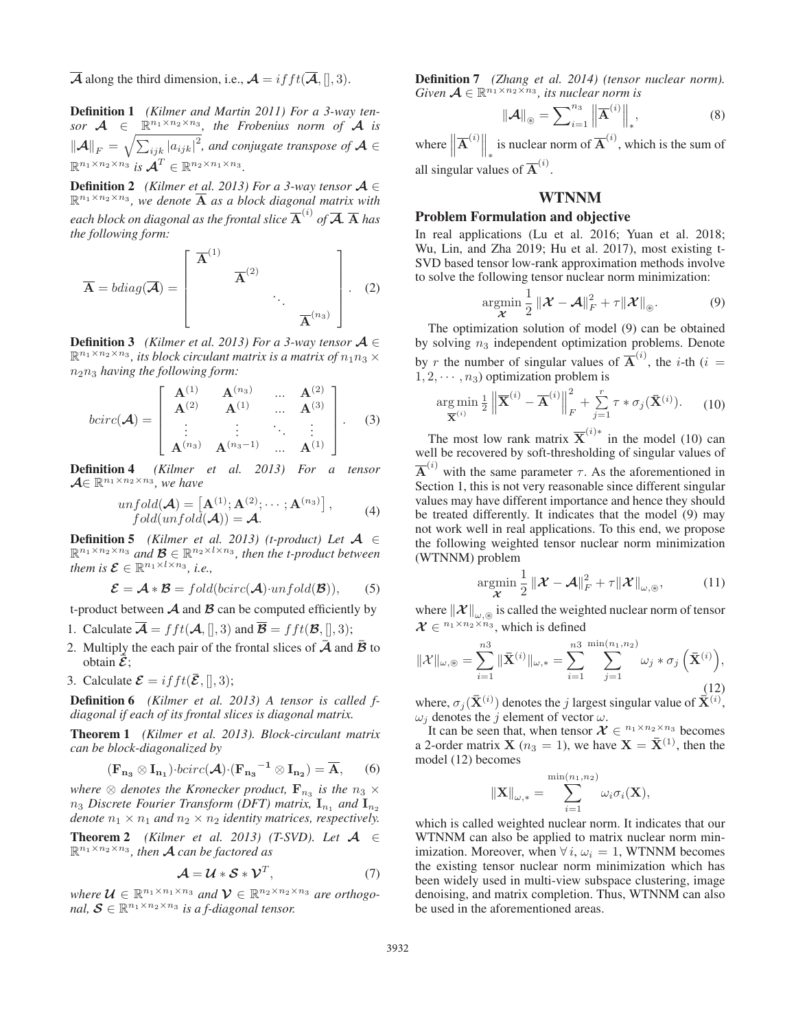$\overline{\mathcal{A}}$ along the third dimension, i.e., $\mathcal{A} = ifft(\overline{\mathcal{A}}, [], 3)$.

**Definition 1** *(Kilmer and Martin 2011) For a 3-way tensor $\mathcal{A} \in \mathbb{R}^{n_1 \times n_2 \times n_3}$, the Frobenius norm of $\mathcal{A}$ is $\|\mathcal{A}\|_F = \sqrt{\sum_{ijk} |a_{ijk}|^2}$, and conjugate transpose of $\mathcal{A} \in \mathbb{R}^{n_1 \times n_2 \times n_3}$ is $\mathcal{A}^T \in \mathbb{R}^{n_2 \times n_1 \times n_3}$.*

**Definition 2** *(Kilmer et al. 2013) For a 3-way tensor $\mathcal{A} \in \mathbb{R}^{n_1 \times n_2 \times n_3}$, we denote $\overline{\mathbf{A}}$ as a block diagonal matrix with each block on diagonal as the frontal slice $\overline{\mathbf{A}}^{(i)}$ of $\overline{\mathcal{A}}$. $\overline{\mathbf{A}}$ has the following form:*

$$\overline{\mathbf{A}} = bdiag(\overline{\mathcal{A}}) = \begin{bmatrix} \overline{\mathbf{A}}^{(1)} & & & \\ & \overline{\mathbf{A}}^{(2)} & & \\ & & \ddots & \\ & & & \overline{\mathbf{A}}^{(n_3)} \end{bmatrix}. \quad (2)$$

**Definition 3** *(Kilmer et al. 2013) For a 3-way tensor $\mathcal{A} \in \mathbb{R}^{n_1 \times n_2 \times n_3}$, its block circulant matrix is a matrix of $n_1 n_3 \times n_2 n_3$ having the following form:*

$$bcirc(\mathcal{A}) = \begin{bmatrix} \mathbf{A}^{(1)} & \mathbf{A}^{(n_3)} & \dots & \mathbf{A}^{(2)} \\ \mathbf{A}^{(2)} & \mathbf{A}^{(1)} & \dots & \mathbf{A}^{(3)} \\ \vdots & \vdots & \ddots & \vdots \\ \mathbf{A}^{(n_3)} & \mathbf{A}^{(n_3-1)} & \dots & \mathbf{A}^{(1)} \end{bmatrix}. \quad (3)$$

**Definition 4** *(Kilmer et al. 2013) For a tensor $\mathcal{A} \in \mathbb{R}^{n_1 \times n_2 \times n_3}$, we have*

$$\begin{aligned} unfold(\mathcal{A}) &= \left[\mathbf{A}^{(1)}; \mathbf{A}^{(2)}; \cdots; \mathbf{A}^{(n_3)}\right], \\ fold(unfold(\mathcal{A})) &= \mathcal{A}. \end{aligned} \quad (4)$$

**Definition 5** *(Kilmer et al. 2013) (t-product) Let $\mathcal{A} \in \mathbb{R}^{n_1 \times n_2 \times n_3}$ and $\mathcal{B} \in \mathbb{R}^{n_2 \times l \times n_3}$, then the t-product between them is $\mathcal{E} \in \mathbb{R}^{n_1 \times l \times n_3}$, i.e.,*

$$\mathcal{E} = \mathcal{A} * \mathcal{B} = fold(bcirc(\mathcal{A}) \cdot unfold(\mathcal{B})), \quad (5)$$

t-product between $\mathcal{A}$ and $\mathcal{B}$ can be computed efficiently by

1. Calculate $\overline{\mathcal{A}} = fft(\mathcal{A}, [], 3)$ and $\overline{\mathcal{B}} = fft(\mathcal{B}, [], 3)$;
2. Multiply the each pair of the frontal slices of $\bar{\mathcal{A}}$ and $\bar{\mathcal{B}}$ to obtain $\bar{\mathcal{E}}$;
3. Calculate $\mathcal{E} = ifft(\bar{\mathcal{E}}, [], 3)$;

**Definition 6** *(Kilmer et al. 2013) A tensor is called f-diagonal if each of its frontal slices is diagonal matrix.*

**Theorem 1** *(Kilmer et al. 2013). Block-circulant matrix can be block-diagonalized by*

$$(\mathbf{F_{n_3}} \otimes \mathbf{I_{n_1}}) \cdot bcirc(\mathcal{A}) \cdot (\mathbf{F_{n_3}}^{-1} \otimes \mathbf{I_{n_2}}) = \overline{\mathbf{A}}, \quad (6)$$

*where $\otimes$ denotes the Kronecker product, $\mathbf{F}_{n_3}$ is the $n_3 \times n_3$ Discrete Fourier Transform (DFT) matrix, $\mathbf{I}_{n_1}$ and $\mathbf{I}_{n_2}$ denote $n_1 \times n_1$ and $n_2 \times n_2$ identity matrices, respectively.*

**Theorem 2** *(Kilmer et al. 2013) (T-SVD). Let $\mathcal{A} \in \mathbb{R}^{n_1 \times n_2 \times n_3}$, then $\mathcal{A}$ can be factored as*

$$\mathcal{A} = \mathcal{U} * \mathcal{S} * \mathcal{V}^T, \quad (7)$$

*where $\mathcal{U} \in \mathbb{R}^{n_1 \times n_1 \times n_3}$ and $\mathcal{V} \in \mathbb{R}^{n_2 \times n_2 \times n_3}$ are orthogonal, $\mathcal{S} \in \mathbb{R}^{n_1 \times n_2 \times n_3}$ is a f-diagonal tensor.*

**Definition 7** *(Zhang et al. 2014) (tensor nuclear norm). Given $\mathcal{A} \in \mathbb{R}^{n_1 \times n_2 \times n_3}$, its nuclear norm is*

$$\|\mathcal{A}\|_{\circledast} = \sum_{i=1}^{n_3} \left\|\overline{\mathbf{A}}^{(i)}\right\|_*, \quad (8)$$

where $\left\|\overline{\mathbf{A}}^{(i)}\right\|_*$ is nuclear norm of $\overline{\mathbf{A}}^{(i)}$, which is the sum of all singular values of $\overline{\mathbf{A}}^{(i)}$.

# WTNNM

## Problem Formulation and objective

In real applications (Lu et al. 2016; Yuan et al. 2018; Wu, Lin, and Zha 2019; Hu et al. 2017), most existing t-SVD based tensor low-rank approximation methods involve to solve the following tensor nuclear norm minimization:

$$\underset{\mathcal{X}}{\operatorname{argmin}} \frac{1}{2} \|\mathcal{X} - \mathcal{A}\|_F^2 + \tau \|\mathcal{X}\|_{\circledast}. \quad (9)$$

The optimization solution of model (9) can be obtained by solving $n_3$ independent optimization problems. Denote by $r$ the number of singular values of $\overline{\mathbf{A}}^{(i)}$, the $i$-th ($i = 1, 2, \cdots, n_3$) optimization problem is

$$\underset{\overline{\mathbf{X}}^{(i)}}{\arg\min} \frac{1}{2} \left\|\overline{\mathbf{X}}^{(i)} - \overline{\mathbf{A}}^{(i)}\right\|_F^2 + \sum_{j=1}^{r} \tau * \sigma_j(\bar{\mathbf{X}}^{(i)}). \quad (10)$$

The most low rank matrix $\overline{\mathbf{X}}^{(i)*}$ in the model (10) can well be recovered by soft-thresholding of singular values of $\overline{\mathbf{A}}^{(i)}$ with the same parameter $\tau$. As the aforementioned in Section 1, this is not very reasonable since different singular values may have different importance and hence they should be treated differently. It indicates that the model (9) may not work well in real applications. To this end, we propose the following weighted tensor nuclear norm minimization (WTNNM) problem

$$\underset{\mathcal{X}}{\operatorname{argmin}} \frac{1}{2} \|\mathcal{X} - \mathcal{A}\|_F^2 + \tau \|\mathcal{X}\|_{\omega,\circledast}, \quad (11)$$

where $\|\mathcal{X}\|_{\omega,\circledast}$ is called the weighted nuclear norm of tensor $\mathcal{X} \in {}^{n_1 \times n_2 \times n_3}$, which is defined

$$\|\mathcal{X}\|_{\omega,\circledast} = \sum_{i=1}^{n3} \|\bar{\mathbf{X}}^{(i)}\|_{\omega,*} = \sum_{i=1}^{n3} \sum_{j=1}^{\min(n_1,n_2)} \omega_j * \sigma_j\left(\bar{\mathbf{X}}^{(i)}\right), \quad (12)$$

where, $\sigma_j(\bar{\mathbf{X}}^{(i)})$ denotes the $j$ largest singular value of $\bar{\mathbf{X}}^{(i)}$, $\omega_j$ denotes the $j$ element of vector $\omega$.

It can be seen that, when tensor $\mathcal{X} \in {}^{n_1 \times n_2 \times n_3}$ becomes a 2-order matrix $\mathbf{X}$ ($n_3 = 1$), we have $\mathbf{X} = \bar{\mathbf{X}}^{(1)}$, then the model (12) becomes

$$\|\mathbf{X}\|_{\omega,*} = \sum_{i=1}^{\min(n_1,n_2)} \omega_i \sigma_i(\mathbf{X}),$$

which is called weighted nuclear norm. It indicates that our WTNNM can also be applied to matrix nuclear norm minimization. Moreover, when $\forall\, i$, $\omega_i = 1$, WTNNM becomes the existing tensor nuclear norm minimization which has been widely used in multi-view subspace clustering, image denoising, and matrix completion. Thus, WTNNM can also be used in the aforementioned areas.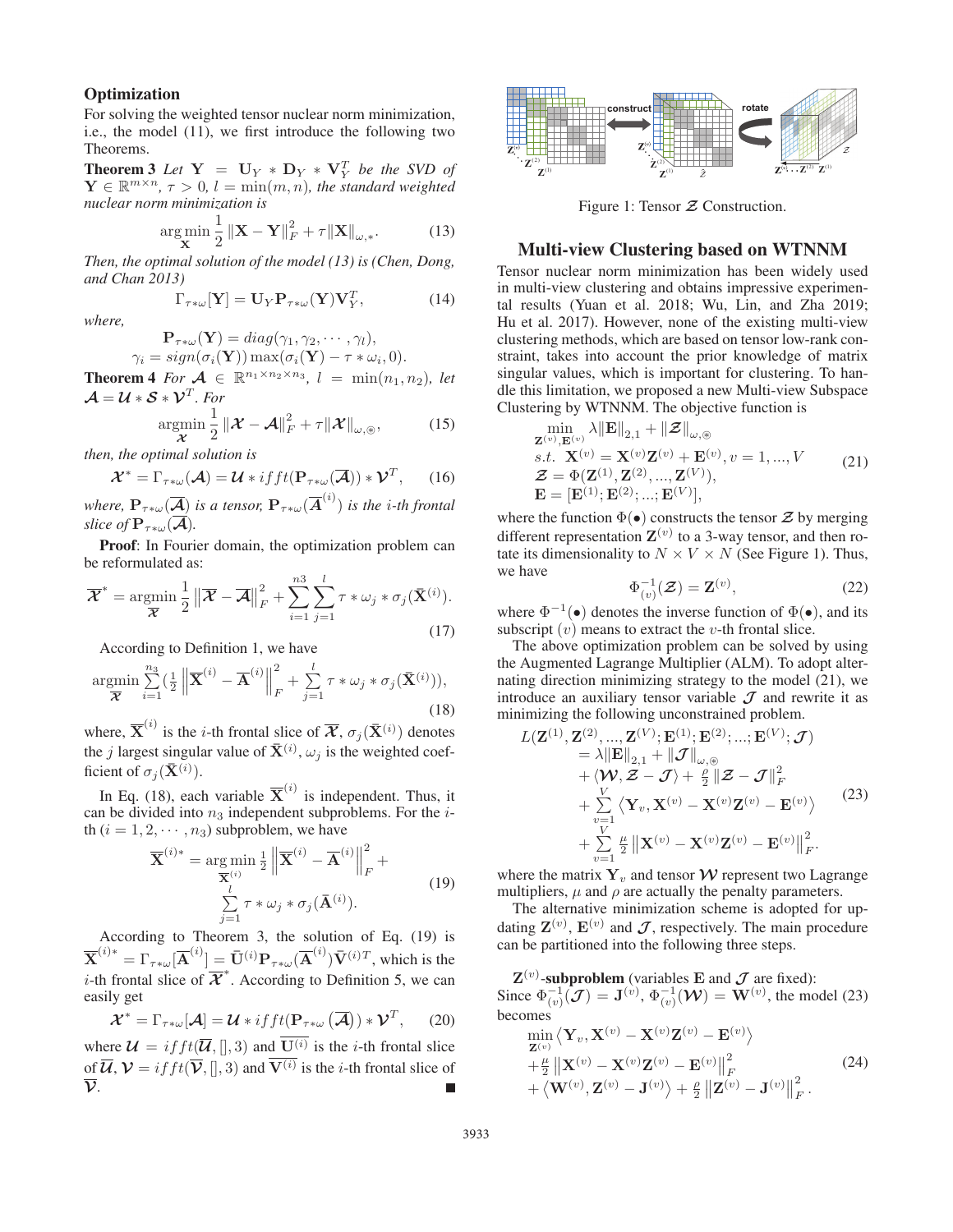## Optimization

For solving the weighted tensor nuclear norm minimization, i.e., the model (11), we first introduce the following two Theorems.

**Theorem 3** *Let $\mathbf{Y} = \mathbf{U}_Y * \mathbf{D}_Y * \mathbf{V}_Y^T$ be the SVD of $\mathbf{Y} \in \mathbb{R}^{m \times n}$, $\tau > 0$, $l = \min(m, n)$, the standard weighted nuclear norm minimization is*

$$\arg\min_{\mathbf{X}} \frac{1}{2} \|\mathbf{X} - \mathbf{Y}\|_F^2 + \tau \|\mathbf{X}\|_{\omega,*}. \tag{13}$$

*Then, the optimal solution of the model (13) is (Chen, Dong, and Chan 2013)*

$$\Gamma_{\tau*\omega}[\mathbf{Y}] = \mathbf{U}_Y \mathbf{P}_{\tau*\omega}(\mathbf{Y}) \mathbf{V}_Y^T, \tag{14}$$

*where,*

$$\mathbf{P}_{\tau*\omega}(\mathbf{Y}) = diag(\gamma_1, \gamma_2, \cdots, \gamma_l),$$
$$\gamma_i = sign(\sigma_i(\mathbf{Y})) \max(\sigma_i(\mathbf{Y}) - \tau * \omega_i, 0).$$

**Theorem 4** *For $\mathcal{A} \in \mathbb{R}^{n_1 \times n_2 \times n_3}$, $l = \min(n_1, n_2)$, let $\mathcal{A} = \mathcal{U} * \mathcal{S} * \mathcal{V}^T$. For*

$$\underset{\mathcal{X}}{\operatorname{argmin}} \frac{1}{2} \|\mathcal{X} - \mathcal{A}\|_F^2 + \tau \|\mathcal{X}\|_{\omega,\circledast}, \tag{15}$$

*then, the optimal solution is*

$$\mathcal{X}^* = \Gamma_{\tau*\omega}(\mathcal{A}) = \mathcal{U} * ifft(\mathbf{P}_{\tau*\omega}(\overline{\mathcal{A}})) * \mathcal{V}^T, \tag{16}$$

*where, $\mathbf{P}_{\tau*\omega}(\overline{\mathcal{A}})$ is a tensor, $\mathbf{P}_{\tau*\omega}(\overline{\mathbf{A}}^{(i)})$ is the $i$-th frontal slice of $\mathbf{P}_{\tau*\omega}(\overline{\mathcal{A}})$.*

**Proof**: In Fourier domain, the optimization problem can be reformulated as:

$$\overline{\mathcal{X}}^* = \underset{\overline{\mathcal{X}}}{\operatorname{argmin}} \frac{1}{2} \left\|\overline{\mathcal{X}} - \overline{\mathcal{A}}\right\|_F^2 + \sum_{i=1}^{n3} \sum_{j=1}^{l} \tau * \omega_j * \sigma_j(\bar{\mathbf{X}}^{(i)}). \tag{17}$$

According to Definition 1, we have

$$\underset{\overline{\mathcal{X}}}{\operatorname{argmin}} \sum_{i=1}^{n_3} (\tfrac{1}{2} \left\|\overline{\mathbf{X}}^{(i)} - \overline{\mathbf{A}}^{(i)}\right\|_F^2 + \sum_{j=1}^{l} \tau * \omega_j * \sigma_j(\bar{\mathbf{X}}^{(i)})), \tag{18}$$

where, $\overline{\mathbf{X}}^{(i)}$ is the $i$-th frontal slice of $\overline{\mathcal{X}}$, $\sigma_j(\bar{\mathbf{X}}^{(i)})$ denotes the $j$ largest singular value of $\bar{\mathbf{X}}^{(i)}$, $\omega_j$ is the weighted coefficient of $\sigma_j(\bar{\mathbf{X}}^{(i)})$.

In Eq. (18), each variable $\overline{\mathbf{X}}^{(i)}$ is independent. Thus, it can be divided into $n_3$ independent subproblems. For the $i$-th $(i = 1, 2, \cdots, n_3)$ subproblem, we have

$$\overline{\mathbf{X}}^{(i)*} = \arg\min_{\overline{\mathbf{X}}^{(i)}} \frac{1}{2} \left\|\overline{\mathbf{X}}^{(i)} - \overline{\mathbf{A}}^{(i)}\right\|_F^2 + \sum_{j=1}^{l} \tau * \omega_j * \sigma_j(\bar{\mathbf{A}}^{(i)}). \tag{19}$$

According to Theorem 3, the solution of Eq. (19) is $\overline{\mathbf{X}}^{(i)*} = \Gamma_{\tau*\omega}[\overline{\mathbf{A}}^{(i)}] = \bar{\mathbf{U}}^{(i)} \mathbf{P}_{\tau*\omega}(\overline{\mathbf{A}}^{(i)}) \bar{\mathbf{V}}^{(i)T}$, which is the $i$-th frontal slice of $\overline{\mathcal{X}}^*$. According to Definition 5, we can easily get

$$\mathcal{X}^* = \Gamma_{\tau*\omega}[\mathcal{A}] = \mathcal{U} * ifft(\mathbf{P}_{\tau*\omega}(\overline{\mathcal{A}})) * \mathcal{V}^T, \tag{20}$$

where $\mathcal{U} = ifft(\overline{\mathcal{U}}, [], 3)$ and $\overline{\mathbf{U}^{(i)}}$ is the $i$-th frontal slice of $\overline{\mathcal{U}}$, $\mathcal{V} = ifft(\overline{\mathcal{V}}, [], 3)$ and $\overline{\mathbf{V}^{(i)}}$ is the $i$-th frontal slice of $\overline{\mathcal{V}}$. ∎

Figure 1: Tensor $\mathcal{Z}$ Construction.

## Multi-view Clustering based on WTNNM

Tensor nuclear norm minimization has been widely used in multi-view clustering and obtains impressive experimental results (Yuan et al. 2018; Wu, Lin, and Zha 2019; Hu et al. 2017). However, none of the existing multi-view clustering methods, which are based on tensor low-rank constraint, takes into account the prior knowledge of matrix singular values, which is important for clustering. To handle this limitation, we proposed a new Multi-view Subspace Clustering by WTNNM. The objective function is

$$\begin{aligned}
&\min_{\mathbf{Z}^{(v)}, \mathbf{E}^{(v)}} \lambda \|\mathbf{E}\|_{2,1} + \|\mathcal{Z}\|_{\omega,\circledast} \\
&s.t. \;\; \mathbf{X}^{(v)} = \mathbf{X}^{(v)} \mathbf{Z}^{(v)} + \mathbf{E}^{(v)}, v = 1, ..., V \\
&\mathcal{Z} = \Phi(\mathbf{Z}^{(1)}, \mathbf{Z}^{(2)}, ..., \mathbf{Z}^{(V)}), \\
&\mathbf{E} = [\mathbf{E}^{(1)}; \mathbf{E}^{(2)}; ...; \mathbf{E}^{(V)}],
\end{aligned} \tag{21}$$

where the function $\Phi(\bullet)$ constructs the tensor $\mathcal{Z}$ by merging different representation $\mathbf{Z}^{(v)}$ to a 3-way tensor, and then rotate its dimensionality to $N \times V \times N$ (See Figure 1). Thus, we have

$$\Phi_{(v)}^{-1}(\mathcal{Z}) = \mathbf{Z}^{(v)}, \tag{22}$$

where $\Phi^{-1}(\bullet)$ denotes the inverse function of $\Phi(\bullet)$, and its subscript $(v)$ means to extract the $v$-th frontal slice.

The above optimization problem can be solved by using the Augmented Lagrange Multiplier (ALM). To adopt alternating direction minimizing strategy to the model (21), we introduce an auxiliary tensor variable $\mathcal{J}$ and rewrite it as minimizing the following unconstrained problem.

$$\begin{aligned}
L(&\mathbf{Z}^{(1)}, \mathbf{Z}^{(2)}, ..., \mathbf{Z}^{(V)}; \mathbf{E}^{(1)}; \mathbf{E}^{(2)}; ...; \mathbf{E}^{(V)}; \mathcal{J}) \\
&= \lambda \|\mathbf{E}\|_{2,1} + \|\mathcal{J}\|_{\omega,\circledast} \\
&+ \langle \mathcal{W}, \mathcal{Z} - \mathcal{J} \rangle + \tfrac{\rho}{2} \|\mathcal{Z} - \mathcal{J}\|_F^2 \\
&+ \sum_{v=1}^{V} \left\langle \mathbf{Y}_v, \mathbf{X}^{(v)} - \mathbf{X}^{(v)} \mathbf{Z}^{(v)} - \mathbf{E}^{(v)} \right\rangle \\
&+ \sum_{v=1}^{V} \tfrac{\mu}{2} \left\|\mathbf{X}^{(v)} - \mathbf{X}^{(v)} \mathbf{Z}^{(v)} - \mathbf{E}^{(v)}\right\|_F^2.
\end{aligned} \tag{23}$$

where the matrix $\mathbf{Y}_v$ and tensor $\mathcal{W}$ represent two Lagrange multipliers, $\mu$ and $\rho$ are actually the penalty parameters.

The alternative minimization scheme is adopted for updating $\mathbf{Z}^{(v)}$, $\mathbf{E}^{(v)}$ and $\mathcal{J}$, respectively. The main procedure can be partitioned into the following three steps.

**$\mathbf{Z}^{(v)}$-subproblem** (variables $\mathbf{E}$ and $\mathcal{J}$ are fixed): Since $\Phi_{(v)}^{-1}(\mathcal{J}) = \mathbf{J}^{(v)}$, $\Phi_{(v)}^{-1}(\mathcal{W}) = \mathbf{W}^{(v)}$, the model (23) becomes

$$\begin{aligned}
&\min_{\mathbf{Z}^{(v)}} \left\langle \mathbf{Y}_v, \mathbf{X}^{(v)} - \mathbf{X}^{(v)} \mathbf{Z}^{(v)} - \mathbf{E}^{(v)} \right\rangle \\
&+ \tfrac{\mu}{2} \left\|\mathbf{X}^{(v)} - \mathbf{X}^{(v)} \mathbf{Z}^{(v)} - \mathbf{E}^{(v)}\right\|_F^2 \\
&+ \left\langle \mathbf{W}^{(v)}, \mathbf{Z}^{(v)} - \mathbf{J}^{(v)} \right\rangle + \tfrac{\rho}{2} \left\|\mathbf{Z}^{(v)} - \mathbf{J}^{(v)}\right\|_F^2.
\end{aligned} \tag{24}$$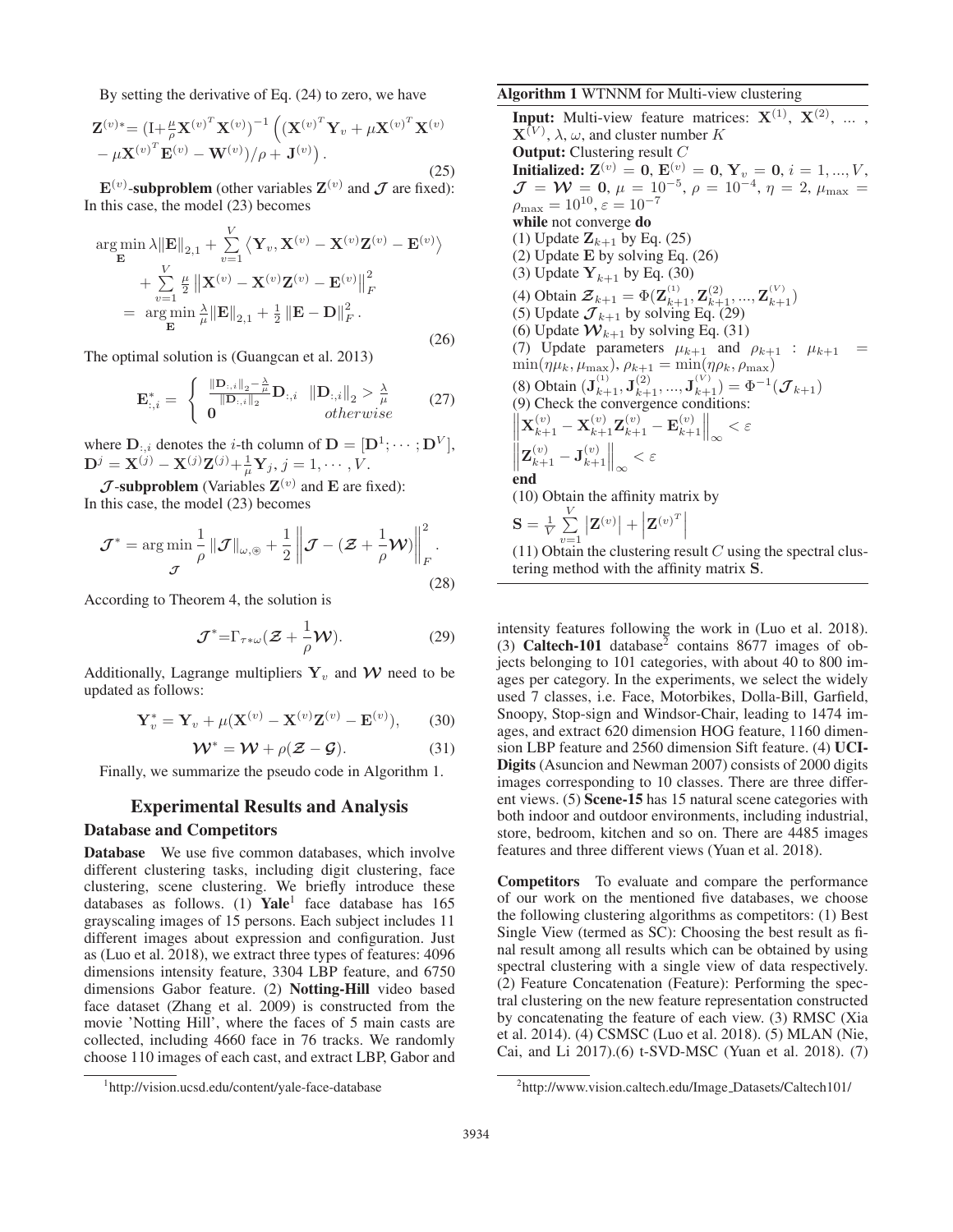By setting the derivative of Eq. (24) to zero, we have

$$\mathbf{Z}^{(v)*}= (\mathrm{I}+\tfrac{\mu}{\rho}\mathbf{X}^{(v)^T}\mathbf{X}^{(v)})^{-1}\left((\mathbf{X}^{(v)^T}\mathbf{Y}_v + \mu\mathbf{X}^{(v)^T}\mathbf{X}^{(v)} - \mu\mathbf{X}^{(v)^T}\mathbf{E}^{(v)} - \mathbf{W}^{(v)})/\rho + \mathbf{J}^{(v)}\right). \tag{25}$$

**$\mathbf{E}^{(v)}$-subproblem** (other variables $\mathbf{Z}^{(v)}$ and $\mathcal{J}$ are fixed): In this case, the model (23) becomes

$$\begin{aligned}
&\arg\min_{\mathbf{E}} \lambda\|\mathbf{E}\|_{2,1} + \sum_{v=1}^{V}\left\langle \mathbf{Y}_v, \mathbf{X}^{(v)} - \mathbf{X}^{(v)}\mathbf{Z}^{(v)} - \mathbf{E}^{(v)}\right\rangle \\
&\quad + \sum_{v=1}^{V}\tfrac{\mu}{2}\left\|\mathbf{X}^{(v)} - \mathbf{X}^{(v)}\mathbf{Z}^{(v)} - \mathbf{E}^{(v)}\right\|_F^2 \\
&= \arg\min_{\mathbf{E}} \tfrac{\lambda}{\mu}\|\mathbf{E}\|_{2,1} + \tfrac{1}{2}\left\|\mathbf{E} - \mathbf{D}\right\|_F^2 .
\end{aligned} \tag{26}$$

The optimal solution is (Guangcan et al. 2013)

$$\mathbf{E}^{*}_{:,i} = \begin{cases} \frac{\|\mathbf{D}_{:,i}\|_2 - \frac{\lambda}{\mu}}{\|\mathbf{D}_{:,i}\|_2}\mathbf{D}_{:,i} & \|\mathbf{D}_{:,i}\|_2 > \frac{\lambda}{\mu} \\ \mathbf{0} & otherwise \end{cases} \tag{27}$$

where $\mathbf{D}_{:,i}$ denotes the $i$-th column of $\mathbf{D} = [\mathbf{D}^1; \cdots; \mathbf{D}^V]$, $\mathbf{D}^j = \mathbf{X}^{(j)} - \mathbf{X}^{(j)}\mathbf{Z}^{(j)} + \frac{1}{\mu}\mathbf{Y}_j, j = 1, \cdots, V$.

**$\mathcal{J}$-subproblem** (Variables $\mathbf{Z}^{(v)}$ and $\mathbf{E}$ are fixed): In this case, the model (23) becomes

$$\mathcal{J}^* = \arg\min_{\mathcal{J}} \frac{1}{\rho}\|\mathcal{J}\|_{\omega,\circledast} + \frac{1}{2}\left\|\mathcal{J} - (\mathcal{Z} + \frac{1}{\rho}\mathcal{W})\right\|_F^2 . \tag{28}$$

According to Theorem 4, the solution is

$$\mathcal{J}^* = \Gamma_{\tau*\omega}(\mathcal{Z} + \frac{1}{\rho}\mathcal{W}). \tag{29}$$

Additionally, Lagrange multipliers $\mathbf{Y}_v$ and $\mathcal{W}$ need to be updated as follows:

$$\mathbf{Y}_v^* = \mathbf{Y}_v + \mu(\mathbf{X}^{(v)} - \mathbf{X}^{(v)}\mathbf{Z}^{(v)} - \mathbf{E}^{(v)}), \tag{30}$$

$$\mathcal{W}^* = \mathcal{W} + \rho(\mathcal{Z} - \mathcal{G}). \tag{31}$$

Finally, we summarize the pseudo code in Algorithm 1.

**Algorithm 1** WTNNM for Multi-view clustering

**Input:** Multi-view feature matrices: $\mathbf{X}^{(1)}$, $\mathbf{X}^{(2)}$, ... , $\mathbf{X}^{(V)}$, $\lambda$, $\omega$, and cluster number $K$

**Output:** Clustering result $C$

**Initialized:** $\mathbf{Z}^{(v)} = \mathbf{0}$, $\mathbf{E}^{(v)} = \mathbf{0}$, $\mathbf{Y}_v = \mathbf{0}$, $i = 1, ..., V$, $\mathcal{J} = \mathcal{W} = \mathbf{0}$, $\mu = 10^{-5}$, $\rho = 10^{-4}$, $\eta = 2$, $\mu_{\max} = \rho_{\max} = 10^{10}$, $\varepsilon = 10^{-7}$

**while** not converge **do**

(1) Update $\mathbf{Z}_{k+1}$ by Eq. (25)

(2) Update $\mathbf{E}$ by solving Eq. (26)

(3) Update $\mathbf{Y}_{k+1}$ by Eq. (30)

(4) Obtain $\mathcal{Z}_{k+1} = \Phi(\mathbf{Z}_{k+1}^{(1)}, \mathbf{Z}_{k+1}^{(2)}, ..., \mathbf{Z}_{k+1}^{(V)})$

(5) Update $\mathcal{J}_{k+1}$ by solving Eq. (29)

(6) Update $\mathcal{W}_{k+1}$ by solving Eq. (31)

(7) Update parameters $\mu_{k+1}$ and $\rho_{k+1}$ : $\mu_{k+1} = \min(\eta\mu_k, \mu_{\max})$, $\rho_{k+1} = \min(\eta\rho_k, \rho_{\max})$

(8) Obtain $(\mathbf{J}_{k+1}^{(1)}, \mathbf{J}_{k+1}^{(2)}, ..., \mathbf{J}_{k+1}^{(V)}) = \Phi^{-1}(\mathcal{J}_{k+1})$

(9) Check the convergence conditions:

$\left\|\mathbf{X}_{k+1}^{(v)} - \mathbf{X}_{k+1}^{(v)}\mathbf{Z}_{k+1}^{(v)} - \mathbf{E}_{k+1}^{(v)}\right\|_\infty < \varepsilon$

$\left\|\mathbf{Z}_{k+1}^{(v)} - \mathbf{J}_{k+1}^{(v)}\right\|_\infty < \varepsilon$

**end**

(10) Obtain the affinity matrix by

$\mathbf{S} = \frac{1}{V}\sum_{v=1}^{V}\left|\mathbf{Z}^{(v)}\right| + \left|\mathbf{Z}^{(v)^T}\right|$

(11) Obtain the clustering result $C$ using the spectral clustering method with the affinity matrix $\mathbf{S}$.

## Experimental Results and Analysis

### Database and Competitors

**Database** We use five common databases, which involve different clustering tasks, including digit clustering, face clustering, scene clustering. We briefly introduce these databases as follows. (1) **Yale**[1] face database has 165 grayscaling images of 15 persons. Each subject includes 11 different images about expression and configuration. Just as (Luo et al. 2018), we extract three types of features: 4096 dimensions intensity feature, 3304 LBP feature, and 6750 dimensions Gabor feature. (2) **Notting-Hill** video based face dataset (Zhang et al. 2009) is constructed from the movie 'Notting Hill', where the faces of 5 main casts are collected, including 4660 face in 76 tracks. We randomly choose 110 images of each cast, and extract LBP, Gabor and intensity features following the work in (Luo et al. 2018). (3) **Caltech-101** database[2] contains 8677 images of objects belonging to 101 categories, with about 40 to 800 images per category. In the experiments, we select the widely used 7 classes, i.e. Face, Motorbikes, Dolla-Bill, Garfield, Snoopy, Stop-sign and Windsor-Chair, leading to 1474 images, and extract 620 dimension HOG feature, 1160 dimension LBP feature and 2560 dimension Sift feature. (4) **UCI-Digits** (Asuncion and Newman 2007) consists of 2000 digits images corresponding to 10 classes. There are three different views. (5) **Scene-15** has 15 natural scene categories with both indoor and outdoor environments, including industrial, store, bedroom, kitchen and so on. There are 4485 images features and three different views (Yuan et al. 2018).

**Competitors** To evaluate and compare the performance of our work on the mentioned five databases, we choose the following clustering algorithms as competitors: (1) Best Single View (termed as SC): Choosing the best result as final result among all results which can be obtained by using spectral clustering with a single view of data respectively. (2) Feature Concatenation (Feature): Performing the spectral clustering on the new feature representation constructed by concatenating the feature of each view. (3) RMSC (Xia et al. 2014). (4) CSMSC (Luo et al. 2018). (5) MLAN (Nie, Cai, and Li 2017).(6) t-SVD-MSC (Yuan et al. 2018). (7)

[1]http://vision.ucsd.edu/content/yale-face-database

[2]http://www.vision.caltech.edu/Image_Datasets/Caltech101/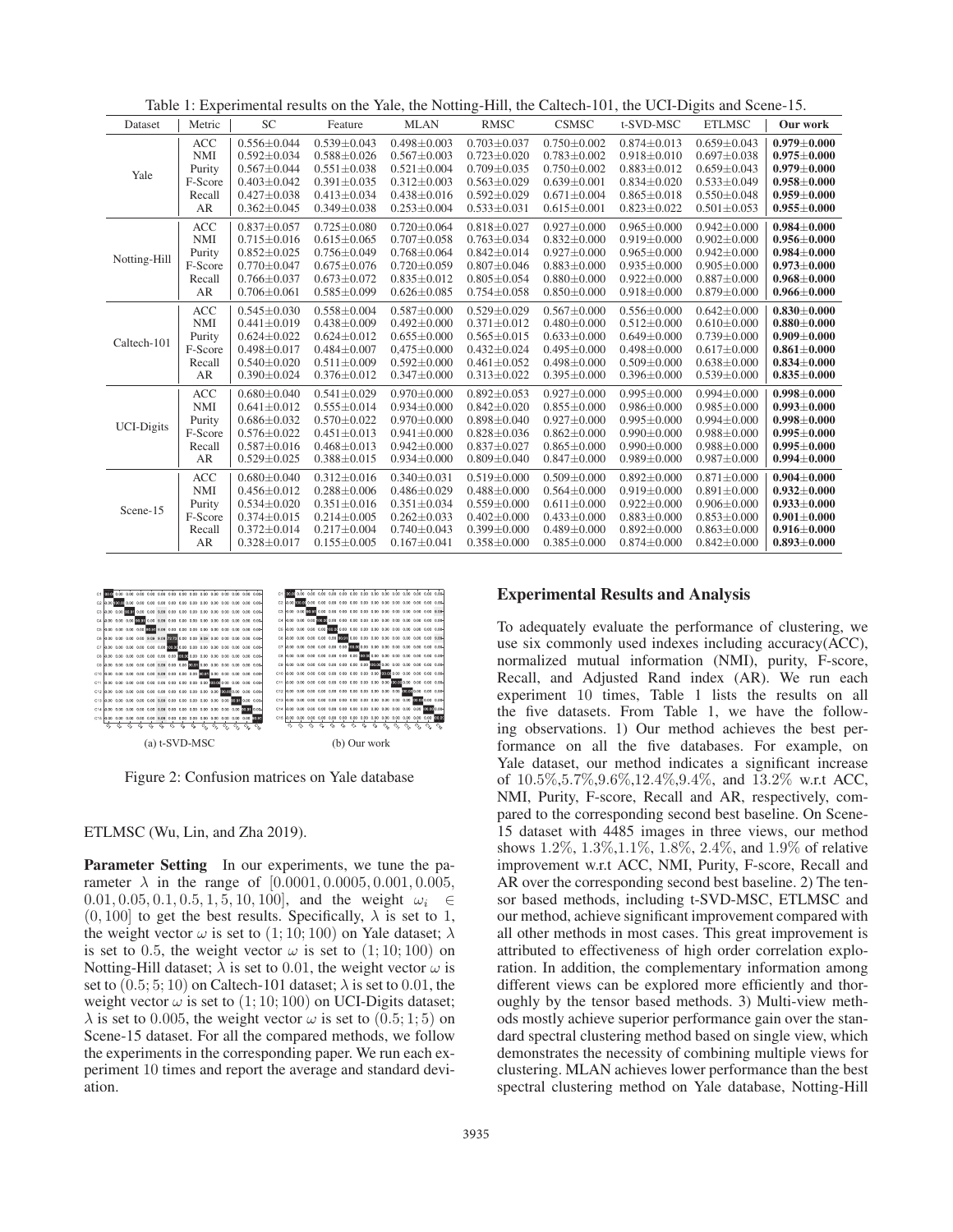Table 1: Experimental results on the Yale, the Notting-Hill, the Caltech-101, the UCI-Digits and Scene-15.

| Dataset | Metric | SC | Feature | MLAN | RMSC | CSMSC | t-SVD-MSC | ETLMSC | Our work |
|---|---|---|---|---|---|---|---|---|---|
| Yale | ACC | 0.556±0.044 | 0.539±0.043 | 0.498±0.003 | 0.703±0.037 | 0.750±0.002 | 0.874±0.013 | 0.659±0.043 | **0.979±0.000** |
| | NMI | 0.592±0.034 | 0.588±0.026 | 0.567±0.003 | 0.723±0.020 | 0.783±0.002 | 0.918±0.010 | 0.697±0.038 | **0.975±0.000** |
| | Purity | 0.567±0.044 | 0.551±0.038 | 0.521±0.004 | 0.709±0.035 | 0.750±0.002 | 0.883±0.012 | 0.659±0.043 | **0.979±0.000** |
| | F-Score | 0.403±0.042 | 0.391±0.035 | 0.312±0.003 | 0.563±0.029 | 0.639±0.001 | 0.834±0.020 | 0.533±0.049 | **0.958±0.000** |
| | Recall | 0.427±0.038 | 0.413±0.034 | 0.438±0.016 | 0.592±0.029 | 0.671±0.004 | 0.865±0.018 | 0.550±0.048 | **0.959±0.000** |
| | AR | 0.362±0.045 | 0.349±0.038 | 0.253±0.004 | 0.533±0.031 | 0.615±0.001 | 0.823±0.022 | 0.501±0.053 | **0.955±0.000** |
| Notting-Hill | ACC | 0.837±0.057 | 0.725±0.080 | 0.720±0.064 | 0.818±0.027 | 0.927±0.000 | 0.965±0.000 | 0.942±0.000 | **0.984±0.000** |
| | NMI | 0.715±0.016 | 0.615±0.065 | 0.707±0.058 | 0.763±0.034 | 0.832±0.000 | 0.919±0.000 | 0.902±0.000 | **0.956±0.000** |
| | Purity | 0.852±0.025 | 0.756±0.049 | 0.768±0.064 | 0.842±0.014 | 0.927±0.000 | 0.965±0.000 | 0.942±0.000 | **0.984±0.000** |
| | F-Score | 0.770±0.047 | 0.675±0.076 | 0.720±0.059 | 0.807±0.046 | 0.883±0.000 | 0.935±0.000 | 0.905±0.000 | **0.973±0.000** |
| | Recall | 0.766±0.037 | 0.673±0.072 | 0.835±0.012 | 0.805±0.054 | 0.880±0.000 | 0.922±0.000 | 0.887±0.000 | **0.968±0.000** |
| | AR | 0.706±0.061 | 0.585±0.099 | 0.626±0.085 | 0.754±0.058 | 0.850±0.000 | 0.918±0.000 | 0.879±0.000 | **0.966±0.000** |
| Caltech-101 | ACC | 0.545±0.030 | 0.558±0.004 | 0.587±0.000 | 0.529±0.029 | 0.567±0.000 | 0.556±0.000 | 0.642±0.000 | **0.830±0.000** |
| | NMI | 0.441±0.019 | 0.438±0.009 | 0.492±0.000 | 0.371±0.012 | 0.480±0.000 | 0.512±0.000 | 0.610±0.000 | **0.880±0.000** |
| | Purity | 0.624±0.022 | 0.624±0.012 | 0.655±0.000 | 0.565±0.015 | 0.633±0.000 | 0.649±0.000 | 0.739±0.000 | **0.909±0.000** |
| | F-Score | 0.498±0.017 | 0.484±0.007 | 0,475±0.000 | 0.432±0.024 | 0.495±0.000 | 0.498±0.000 | 0.617±0.000 | **0.861±0.000** |
| | Recall | 0.540±0.020 | 0.511±0.009 | 0.592±0.000 | 0.461±0.052 | 0.498±0.000 | 0.509±0.000 | 0.638±0.000 | **0.834±0.000** |
| | AR | 0.390±0.024 | 0.376±0.012 | 0.347±0.000 | 0.313±0.022 | 0.395±0.000 | 0.396±0.000 | 0.539±0.000 | **0.835±0.000** |
| UCI-Digits | ACC | 0.680±0.040 | 0.541±0.029 | 0.970±0.000 | 0.892±0.053 | 0.927±0.000 | 0.995±0.000 | 0.994±0.000 | **0.998±0.000** |
| | NMI | 0.641±0.012 | 0.555±0.014 | 0.934±0.000 | 0.842±0.020 | 0.855±0.000 | 0.986±0.000 | 0.985±0.000 | **0.993±0.000** |
| | Purity | 0.686±0.032 | 0.570±0.022 | 0.970±0.000 | 0.898±0.040 | 0.927±0.000 | 0.995±0.000 | 0.994±0.000 | **0.998±0.000** |
| | F-Score | 0.576±0.022 | 0.451±0.013 | 0.941±0.000 | 0.828±0.036 | 0.862±0.000 | 0.990±0.000 | 0.988±0.000 | **0.995±0.000** |
| | Recall | 0.587±0.016 | 0.468±0.013 | 0.942±0.000 | 0.837±0.027 | 0.865±0.000 | 0.990±0.000 | 0.988±0.000 | **0.995±0.000** |
| | AR | 0.529±0.025 | 0.388±0.015 | 0.934±0.000 | 0.809±0.040 | 0.847±0.000 | 0.989±0.000 | 0.987±0.000 | **0.994±0.000** |
| Scene-15 | ACC | 0.680±0.040 | 0.312±0.016 | 0.340±0.031 | 0.519±0.000 | 0.509±0.000 | 0.892±0.000 | 0.871±0.000 | **0.904±0.000** |
| | NMI | 0.456±0.012 | 0.288±0.006 | 0.486±0.029 | 0.488±0.000 | 0.564±0.000 | 0.919±0.000 | 0.891±0.000 | **0.932±0.000** |
| | Purity | 0.534±0.020 | 0.351±0.016 | 0.351±0.034 | 0.559±0.000 | 0.611±0.000 | 0.922±0.000 | 0.906±0.000 | **0.933±0.000** |
| | F-Score | 0.374±0.015 | 0.214±0.005 | 0.262±0.033 | 0.402±0.000 | 0.433±0.000 | 0.883±0.000 | 0.853±0.000 | **0.901±0.000** |
| | Recall | 0.372±0.014 | 0.217±0.004 | 0.740±0.043 | 0.399±0.000 | 0.489±0.000 | 0.892±0.000 | 0.863±0.000 | **0.916±0.000** |
| | AR | 0.328±0.017 | 0.155±0.005 | 0.167±0.041 | 0.358±0.000 | 0.385±0.000 | 0.874±0.000 | 0.842±0.000 | **0.893±0.000** |

(a) t-SVD-MSC (b) Our work

Figure 2: Confusion matrices on Yale database

ETLMSC (Wu, Lin, and Zha 2019).

**Parameter Setting** In our experiments, we tune the parameter $\lambda$ in the range of $[0.0001, 0.0005, 0.001, 0.005, 0.01, 0.05, 0.1, 0.5, 1, 5, 10, 100]$, and the weight $\omega_i \in (0, 100]$ to get the best results. Specifically, $\lambda$ is set to 1, the weight vector $\omega$ is set to $(1; 10; 100)$ on Yale dataset; $\lambda$ is set to 0.5, the weight vector $\omega$ is set to $(1; 10; 100)$ on Notting-Hill dataset; $\lambda$ is set to 0.01, the weight vector $\omega$ is set to $(0.5; 5; 10)$ on Caltech-101 dataset; $\lambda$ is set to 0.01, the weight vector $\omega$ is set to $(1; 10; 100)$ on UCI-Digits dataset; $\lambda$ is set to 0.005, the weight vector $\omega$ is set to $(0.5; 1; 5)$ on Scene-15 dataset. For all the compared methods, we follow the experiments in the corresponding paper. We run each experiment 10 times and report the average and standard deviation.

## Experimental Results and Analysis

To adequately evaluate the performance of clustering, we use six commonly used indexes including accuracy(ACC), normalized mutual information (NMI), purity, F-score, Recall, and Adjusted Rand index (AR). We run each experiment 10 times, Table 1 lists the results on all the five datasets. From Table 1, we have the following observations. 1) Our method achieves the best performance on all the five databases. For example, on Yale dataset, our method indicates a significant increase of $10.5\%$,$5.7\%$,$9.6\%$,$12.4\%$,$9.4\%$, and $13.2\%$ w.r.t ACC, NMI, Purity, F-score, Recall and AR, respectively, compared to the corresponding second best baseline. On Scene-15 dataset with 4485 images in three views, our method shows $1.2\%$, $1.3\%$,$1.1\%$, $1.8\%$, $2.4\%$, and $1.9\%$ of relative improvement w.r.t ACC, NMI, Purity, F-score, Recall and AR over the corresponding second best baseline. 2) The tensor based methods, including t-SVD-MSC, ETLMSC and our method, achieve significant improvement compared with all other methods in most cases. This great improvement is attributed to effectiveness of high order correlation exploration. In addition, the complementary information among different views can be explored more efficiently and thoroughly by the tensor based methods. 3) Multi-view methods mostly achieve superior performance gain over the standard spectral clustering method based on single view, which demonstrates the necessity of combining multiple views for clustering. MLAN achieves lower performance than the best spectral clustering method on Yale database, Notting-Hill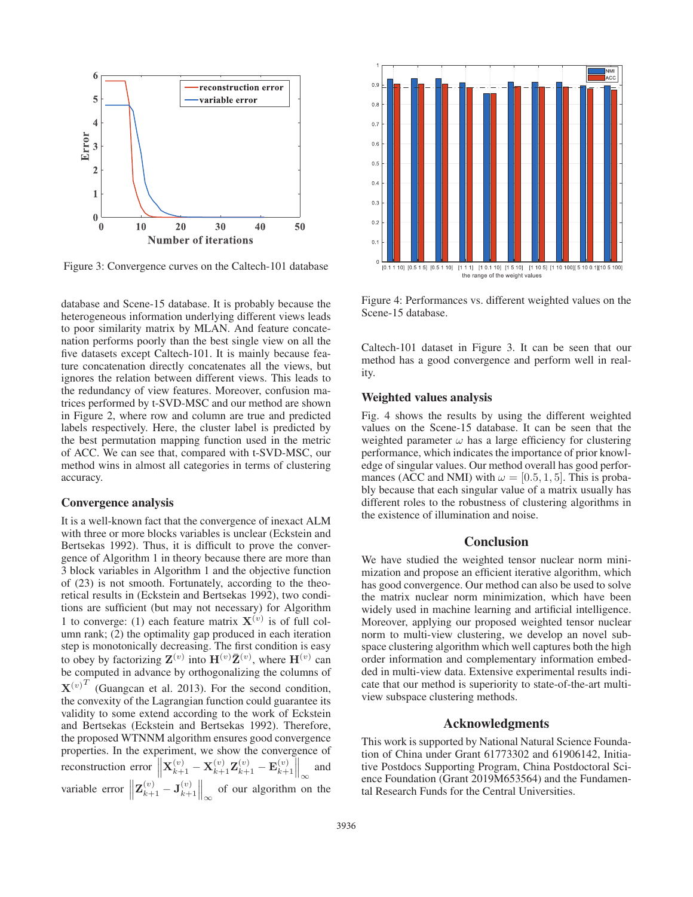Figure 3: Convergence curves on the Caltech-101 database

Figure 4: Performances vs. different weighted values on the Scene-15 database.

database and Scene-15 database. It is probably because the heterogeneous information underlying different views leads to poor similarity matrix by MLAN. And feature concatenation performs poorly than the best single view on all the five datasets except Caltech-101. It is mainly because feature concatenation directly concatenates all the views, but ignores the relation between different views. This leads to the redundancy of view features. Moreover, confusion matrices performed by t-SVD-MSC and our method are shown in Figure 2, where row and column are true and predicted labels respectively. Here, the cluster label is predicted by the best permutation mapping function used in the metric of ACC. We can see that, compared with t-SVD-MSC, our method wins in almost all categories in terms of clustering accuracy.

### Convergence analysis

It is a well-known fact that the convergence of inexact ALM with three or more blocks variables is unclear (Eckstein and Bertsekas 1992). Thus, it is difficult to prove the convergence of Algorithm 1 in theory because there are more than 3 block variables in Algorithm 1 and the objective function of (23) is not smooth. Fortunately, according to the theoretical results in (Eckstein and Bertsekas 1992), two conditions are sufficient (but may not necessary) for Algorithm 1 to converge: (1) each feature matrix $\mathbf{X}^{(v)}$ is of full column rank; (2) the optimality gap produced in each iteration step is monotonically decreasing. The first condition is easy to obey by factorizing $\mathbf{Z}^{(v)}$ into $\mathbf{H}^{(v)}\bar{\mathbf{Z}}^{(v)}$, where $\mathbf{H}^{(v)}$ can be computed in advance by orthogonalizing the columns of ${\mathbf{X}^{(v)}}^T$ (Guangcan et al. 2013). For the second condition, the convexity of the Lagrangian function could guarantee its validity to some extend according to the work of Eckstein and Bertsekas (Eckstein and Bertsekas 1992). Therefore, the proposed WTNNM algorithm ensures good convergence properties. In the experiment, we show the convergence of reconstruction error $\left\|\mathbf{X}_{k+1}^{(v)} - \mathbf{X}_{k+1}^{(v)}\mathbf{Z}_{k+1}^{(v)} - \mathbf{E}_{k+1}^{(v)}\right\|_\infty$ and variable error $\left\|\mathbf{Z}_{k+1}^{(v)} - \mathbf{J}_{k+1}^{(v)}\right\|_\infty$ of our algorithm on the Caltech-101 dataset in Figure 3. It can be seen that our method has a good convergence and perform well in reality.

### Weighted values analysis

Fig. 4 shows the results by using the different weighted values on the Scene-15 database. It can be seen that the weighted parameter $\omega$ has a large efficiency for clustering performance, which indicates the importance of prior knowledge of singular values. Our method overall has good performances (ACC and NMI) with $\omega = [0.5, 1, 5]$. This is probably because that each singular value of a matrix usually has different roles to the robustness of clustering algorithms in the existence of illumination and noise.

## Conclusion

We have studied the weighted tensor nuclear norm minimization and propose an efficient iterative algorithm, which has good convergence. Our method can also be used to solve the matrix nuclear norm minimization, which have been widely used in machine learning and artificial intelligence. Moreover, applying our proposed weighted tensor nuclear norm to multi-view clustering, we develop an novel subspace clustering algorithm which well captures both the high order information and complementary information embedded in multi-view data. Extensive experimental results indicate that our method is superiority to state-of-the-art multi-view subspace clustering methods.

## Acknowledgments

This work is supported by National Natural Science Foundation of China under Grant 61773302 and 61906142, Initiative Postdocs Supporting Program, China Postdoctoral Science Foundation (Grant 2019M653564) and the Fundamental Research Funds for the Central Universities.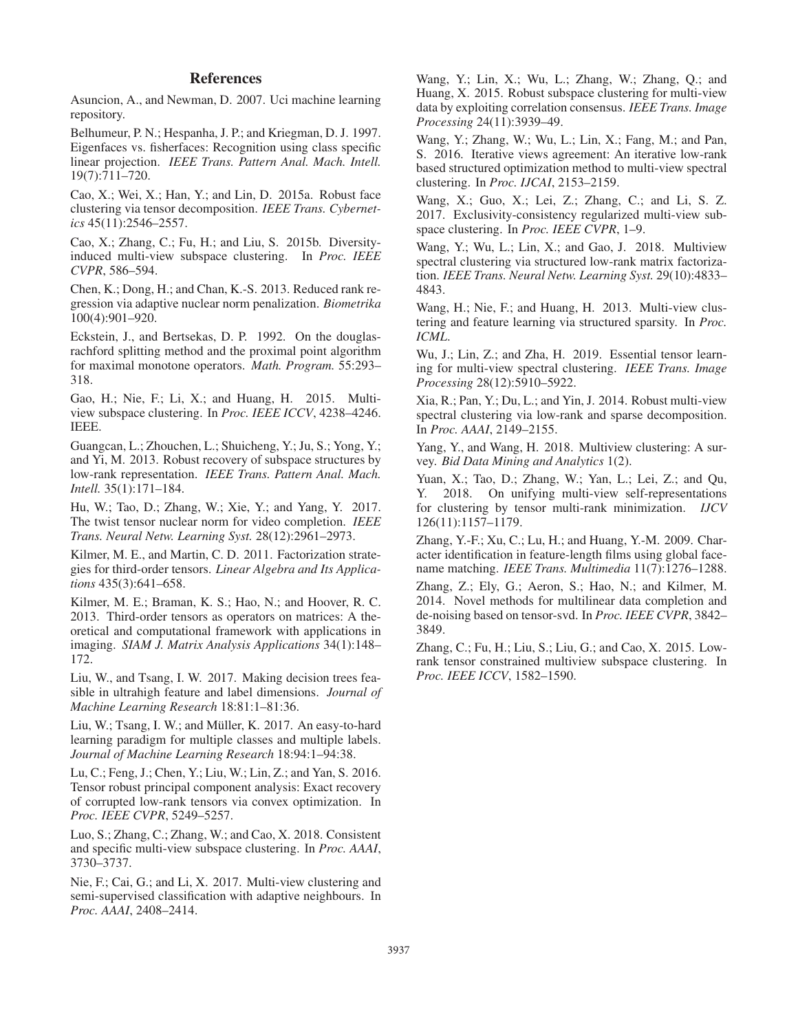## References

Asuncion, A., and Newman, D. 2007. Uci machine learning repository.

Belhumeur, P. N.; Hespanha, J. P.; and Kriegman, D. J. 1997. Eigenfaces vs. fisherfaces: Recognition using class specific linear projection. *IEEE Trans. Pattern Anal. Mach. Intell.* 19(7):711–720.

Cao, X.; Wei, X.; Han, Y.; and Lin, D. 2015a. Robust face clustering via tensor decomposition. *IEEE Trans. Cybernetics* 45(11):2546–2557.

Cao, X.; Zhang, C.; Fu, H.; and Liu, S. 2015b. Diversity-induced multi-view subspace clustering. In *Proc. IEEE CVPR*, 586–594.

Chen, K.; Dong, H.; and Chan, K.-S. 2013. Reduced rank regression via adaptive nuclear norm penalization. *Biometrika* 100(4):901–920.

Eckstein, J., and Bertsekas, D. P. 1992. On the douglas-rachford splitting method and the proximal point algorithm for maximal monotone operators. *Math. Program.* 55:293–318.

Gao, H.; Nie, F.; Li, X.; and Huang, H. 2015. Multi-view subspace clustering. In *Proc. IEEE ICCV*, 4238–4246. IEEE.

Guangcan, L.; Zhouchen, L.; Shuicheng, Y.; Ju, S.; Yong, Y.; and Yi, M. 2013. Robust recovery of subspace structures by low-rank representation. *IEEE Trans. Pattern Anal. Mach. Intell.* 35(1):171–184.

Hu, W.; Tao, D.; Zhang, W.; Xie, Y.; and Yang, Y. 2017. The twist tensor nuclear norm for video completion. *IEEE Trans. Neural Netw. Learning Syst.* 28(12):2961–2973.

Kilmer, M. E., and Martin, C. D. 2011. Factorization strategies for third-order tensors. *Linear Algebra and Its Applications* 435(3):641–658.

Kilmer, M. E.; Braman, K. S.; Hao, N.; and Hoover, R. C. 2013. Third-order tensors as operators on matrices: A theoretical and computational framework with applications in imaging. *SIAM J. Matrix Analysis Applications* 34(1):148–172.

Liu, W., and Tsang, I. W. 2017. Making decision trees feasible in ultrahigh feature and label dimensions. *Journal of Machine Learning Research* 18:81:1–81:36.

Liu, W.; Tsang, I. W.; and Müller, K. 2017. An easy-to-hard learning paradigm for multiple classes and multiple labels. *Journal of Machine Learning Research* 18:94:1–94:38.

Lu, C.; Feng, J.; Chen, Y.; Liu, W.; Lin, Z.; and Yan, S. 2016. Tensor robust principal component analysis: Exact recovery of corrupted low-rank tensors via convex optimization. In *Proc. IEEE CVPR*, 5249–5257.

Luo, S.; Zhang, C.; Zhang, W.; and Cao, X. 2018. Consistent and specific multi-view subspace clustering. In *Proc. AAAI*, 3730–3737.

Nie, F.; Cai, G.; and Li, X. 2017. Multi-view clustering and semi-supervised classification with adaptive neighbours. In *Proc. AAAI*, 2408–2414.

Wang, Y.; Lin, X.; Wu, L.; Zhang, W.; Zhang, Q.; and Huang, X. 2015. Robust subspace clustering for multi-view data by exploiting correlation consensus. *IEEE Trans. Image Processing* 24(11):3939–49.

Wang, Y.; Zhang, W.; Wu, L.; Lin, X.; Fang, M.; and Pan, S. 2016. Iterative views agreement: An iterative low-rank based structured optimization method to multi-view spectral clustering. In *Proc. IJCAI*, 2153–2159.

Wang, X.; Guo, X.; Lei, Z.; Zhang, C.; and Li, S. Z. 2017. Exclusivity-consistency regularized multi-view subspace clustering. In *Proc. IEEE CVPR*, 1–9.

Wang, Y.; Wu, L.; Lin, X.; and Gao, J. 2018. Multiview spectral clustering via structured low-rank matrix factorization. *IEEE Trans. Neural Netw. Learning Syst.* 29(10):4833–4843.

Wang, H.; Nie, F.; and Huang, H. 2013. Multi-view clustering and feature learning via structured sparsity. In *Proc. ICML*.

Wu, J.; Lin, Z.; and Zha, H. 2019. Essential tensor learning for multi-view spectral clustering. *IEEE Trans. Image Processing* 28(12):5910–5922.

Xia, R.; Pan, Y.; Du, L.; and Yin, J. 2014. Robust multi-view spectral clustering via low-rank and sparse decomposition. In *Proc. AAAI*, 2149–2155.

Yang, Y., and Wang, H. 2018. Multiview clustering: A survey. *Bid Data Mining and Analytics* 1(2).

Yuan, X.; Tao, D.; Zhang, W.; Yan, L.; Lei, Z.; and Qu, Y. 2018. On unifying multi-view self-representations for clustering by tensor multi-rank minimization. *IJCV* 126(11):1157–1179.

Zhang, Y.-F.; Xu, C.; Lu, H.; and Huang, Y.-M. 2009. Character identification in feature-length films using global face-name matching. *IEEE Trans. Multimedia* 11(7):1276–1288.

Zhang, Z.; Ely, G.; Aeron, S.; Hao, N.; and Kilmer, M. 2014. Novel methods for multilinear data completion and de-noising based on tensor-svd. In *Proc. IEEE CVPR*, 3842–3849.

Zhang, C.; Fu, H.; Liu, S.; Liu, G.; and Cao, X. 2015. Low-rank tensor constrained multiview subspace clustering. In *Proc. IEEE ICCV*, 1582–1590.